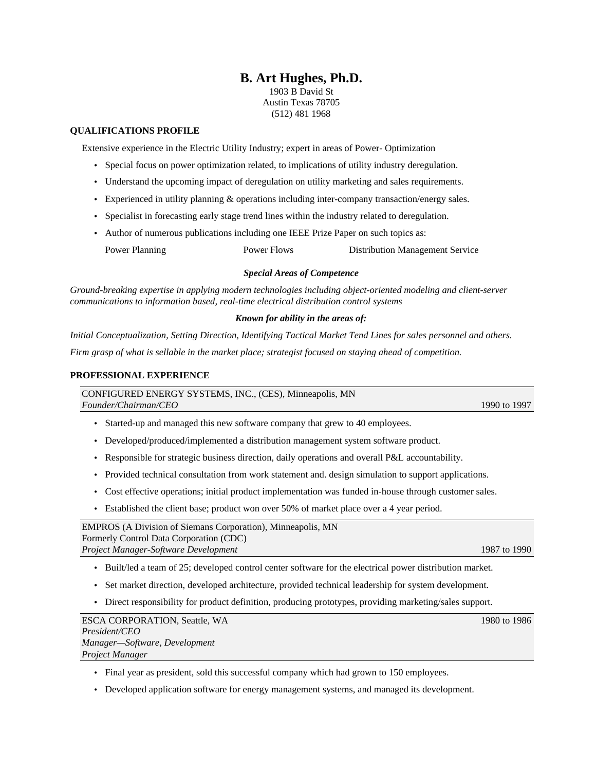# B. Art Hughes, Ph.D.

1903 B David St
Austin Texas 78705
(512) 481 1968

## QUALIFICATIONS PROFILE

Extensive experience in the Electric Utility Industry; expert in areas of Power- Optimization

- Special focus on power optimization related, to implications of utility industry deregulation.
- Understand the upcoming impact of deregulation on utility marketing and sales requirements.
- Experienced in utility planning & operations including inter-company transaction/energy sales.
- Specialist in forecasting early stage trend lines within the industry related to deregulation.
- Author of numerous publications including one IEEE Prize Paper on such topics as:

  Power Planning    Power Flows    Distribution Management Service

***Special Areas of Competence***

*Ground-breaking expertise in applying modern technologies including object-oriented modeling and client-server communications to information based, real-time electrical distribution control systems*

***Known for ability in the areas of:***

*Initial Conceptualization, Setting Direction, Identifying Tactical Market Tend Lines for sales personnel and others.*

*Firm grasp of what is sellable in the market place; strategist focused on staying ahead of competition.*

## PROFESSIONAL EXPERIENCE

CONFIGURED ENERGY SYSTEMS, INC., (CES), Minneapolis, MN
*Founder/Chairman/CEO* — 1990 to 1997

- Started-up and managed this new software company that grew to 40 employees.
- Developed/produced/implemented a distribution management system software product.
- Responsible for strategic business direction, daily operations and overall P&L accountability.
- Provided technical consultation from work statement and. design simulation to support applications.
- Cost effective operations; initial product implementation was funded in-house through customer sales.
- Established the client base; product won over 50% of market place over a 4 year period.

EMPROS (A Division of Siemans Corporation), Minneapolis, MN
Formerly Control Data Corporation (CDC)
*Project Manager-Software Development* — 1987 to 1990

- Built/led a team of 25; developed control center software for the electrical power distribution market.
- Set market direction, developed architecture, provided technical leadership for system development.
- Direct responsibility for product definition, producing prototypes, providing marketing/sales support.

ESCA CORPORATION, Seattle, WA — 1980 to 1986
*President/CEO*
*Manager—Software, Development*
*Project Manager*

- Final year as president, sold this successful company which had grown to 150 employees.
- Developed application software for energy management systems, and managed its development.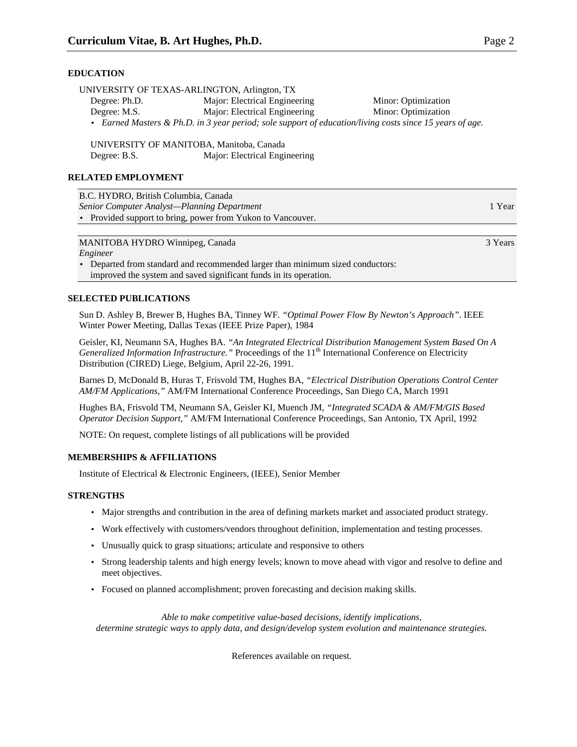## EDUCATION

UNIVERSITY OF TEXAS-ARLINGTON, Arlington, TX

| | | |
|---|---|---|
| Degree: Ph.D. | Major: Electrical Engineering | Minor: Optimization |
| Degree: M.S. | Major: Electrical Engineering | Minor: Optimization |

- *Earned Masters & Ph.D. in 3 year period; sole support of education/living costs since 15 years of age.*

UNIVERSITY OF MANITOBA, Manitoba, Canada

Degree: B.S. Major: Electrical Engineering

## RELATED EMPLOYMENT

B.C. HYDRO, British Columbia, Canada
*Senior Computer Analyst—Planning Department* — 1 Year

- Provided support to bring, power from Yukon to Vancouver.

MANITOBA HYDRO Winnipeg, Canada — 3 Years
*Engineer*

- Departed from standard and recommended larger than minimum sized conductors: improved the system and saved significant funds in its operation.

## SELECTED PUBLICATIONS

Sun D. Ashley B, Brewer B, Hughes BA, Tinney WF. *"Optimal Power Flow By Newton's Approach"*. IEEE Winter Power Meeting, Dallas Texas (IEEE Prize Paper), 1984

Geisler, KI, Neumann SA, Hughes BA. *"An Integrated Electrical Distribution Management System Based On A Generalized Information Infrastructure."* Proceedings of the 11th International Conference on Electricity Distribution (CIRED) Liege, Belgium, April 22-26, 1991.

Barnes D, McDonald B, Huras T, Frisvold TM, Hughes BA, *"Electrical Distribution Operations Control Center AM/FM Applications,"* AM/FM International Conference Proceedings, San Diego CA, March 1991

Hughes BA, Frisvold TM, Neumann SA, Geisler KI, Muench JM, *"Integrated SCADA & AM/FM/GIS Based Operator Decision Support,"* AM/FM International Conference Proceedings, San Antonio, TX April, 1992

NOTE: On request, complete listings of all publications will be provided

## MEMBERSHIPS & AFFILIATIONS

Institute of Electrical & Electronic Engineers, (IEEE), Senior Member

## STRENGTHS

- Major strengths and contribution in the area of defining markets market and associated product strategy.
- Work effectively with customers/vendors throughout definition, implementation and testing processes.
- Unusually quick to grasp situations; articulate and responsive to others
- Strong leadership talents and high energy levels; known to move ahead with vigor and resolve to define and meet objectives.
- Focused on planned accomplishment; proven forecasting and decision making skills.

*Able to make competitive value-based decisions, identify implications, determine strategic ways to apply data, and design/develop system evolution and maintenance strategies.*

References available on request.